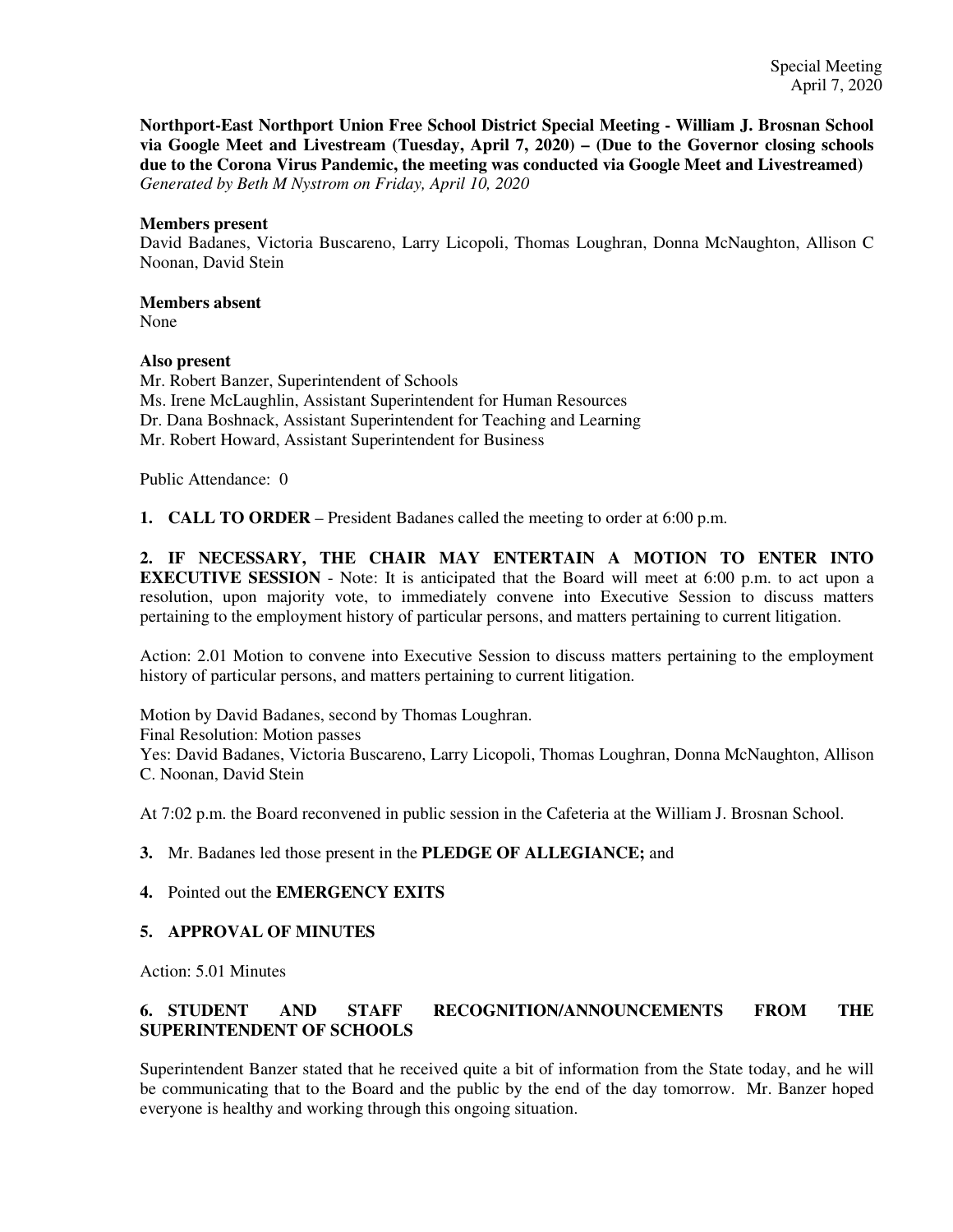Special Meeting
April 7, 2020

**Northport-East Northport Union Free School District Special Meeting - William J. Brosnan School via Google Meet and Livestream (Tuesday, April 7, 2020) – (Due to the Governor closing schools due to the Corona Virus Pandemic, the meeting was conducted via Google Meet and Livestreamed)**
*Generated by Beth M Nystrom on Friday, April 10, 2020*

**Members present**
David Badanes, Victoria Buscareno, Larry Licopoli, Thomas Loughran, Donna McNaughton, Allison C Noonan, David Stein

**Members absent**
None

**Also present**
Mr. Robert Banzer, Superintendent of Schools
Ms. Irene McLaughlin, Assistant Superintendent for Human Resources
Dr. Dana Boshnack, Assistant Superintendent for Teaching and Learning
Mr. Robert Howard, Assistant Superintendent for Business

Public Attendance: 0

**1. CALL TO ORDER** – President Badanes called the meeting to order at 6:00 p.m.

**2. IF NECESSARY, THE CHAIR MAY ENTERTAIN A MOTION TO ENTER INTO EXECUTIVE SESSION** - Note: It is anticipated that the Board will meet at 6:00 p.m. to act upon a resolution, upon majority vote, to immediately convene into Executive Session to discuss matters pertaining to the employment history of particular persons, and matters pertaining to current litigation.

Action: 2.01 Motion to convene into Executive Session to discuss matters pertaining to the employment history of particular persons, and matters pertaining to current litigation.

Motion by David Badanes, second by Thomas Loughran.
Final Resolution: Motion passes
Yes: David Badanes, Victoria Buscareno, Larry Licopoli, Thomas Loughran, Donna McNaughton, Allison C. Noonan, David Stein

At 7:02 p.m. the Board reconvened in public session in the Cafeteria at the William J. Brosnan School.

**3.** Mr. Badanes led those present in the **PLEDGE OF ALLEGIANCE;** and

**4.** Pointed out the **EMERGENCY EXITS**

**5. APPROVAL OF MINUTES**

Action: 5.01 Minutes

**6. STUDENT AND STAFF RECOGNITION/ANNOUNCEMENTS FROM THE SUPERINTENDENT OF SCHOOLS**

Superintendent Banzer stated that he received quite a bit of information from the State today, and he will be communicating that to the Board and the public by the end of the day tomorrow. Mr. Banzer hoped everyone is healthy and working through this ongoing situation.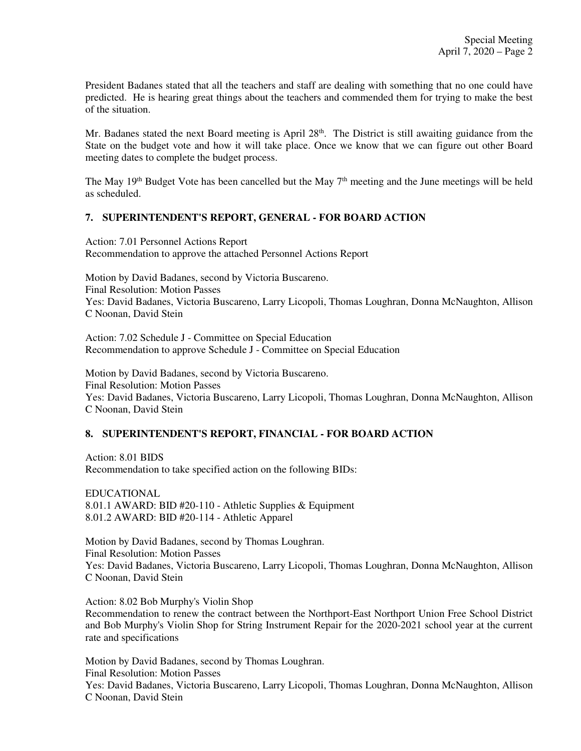President Badanes stated that all the teachers and staff are dealing with something that no one could have predicted. He is hearing great things about the teachers and commended them for trying to make the best of the situation.

Mr. Badanes stated the next Board meeting is April 28th. The District is still awaiting guidance from the State on the budget vote and how it will take place. Once we know that we can figure out other Board meeting dates to complete the budget process.

The May 19th Budget Vote has been cancelled but the May 7th meeting and the June meetings will be held as scheduled.

## 7. SUPERINTENDENT'S REPORT, GENERAL - FOR BOARD ACTION

Action: 7.01 Personnel Actions Report
Recommendation to approve the attached Personnel Actions Report

Motion by David Badanes, second by Victoria Buscareno.
Final Resolution: Motion Passes
Yes: David Badanes, Victoria Buscareno, Larry Licopoli, Thomas Loughran, Donna McNaughton, Allison C Noonan, David Stein

Action: 7.02 Schedule J - Committee on Special Education
Recommendation to approve Schedule J - Committee on Special Education

Motion by David Badanes, second by Victoria Buscareno.
Final Resolution: Motion Passes
Yes: David Badanes, Victoria Buscareno, Larry Licopoli, Thomas Loughran, Donna McNaughton, Allison C Noonan, David Stein

## 8. SUPERINTENDENT'S REPORT, FINANCIAL - FOR BOARD ACTION

Action: 8.01 BIDS
Recommendation to take specified action on the following BIDs:

EDUCATIONAL
8.01.1 AWARD: BID #20-110 - Athletic Supplies & Equipment
8.01.2 AWARD: BID #20-114 - Athletic Apparel

Motion by David Badanes, second by Thomas Loughran.
Final Resolution: Motion Passes
Yes: David Badanes, Victoria Buscareno, Larry Licopoli, Thomas Loughran, Donna McNaughton, Allison C Noonan, David Stein

Action: 8.02 Bob Murphy's Violin Shop
Recommendation to renew the contract between the Northport-East Northport Union Free School District and Bob Murphy's Violin Shop for String Instrument Repair for the 2020-2021 school year at the current rate and specifications

Motion by David Badanes, second by Thomas Loughran.
Final Resolution: Motion Passes
Yes: David Badanes, Victoria Buscareno, Larry Licopoli, Thomas Loughran, Donna McNaughton, Allison C Noonan, David Stein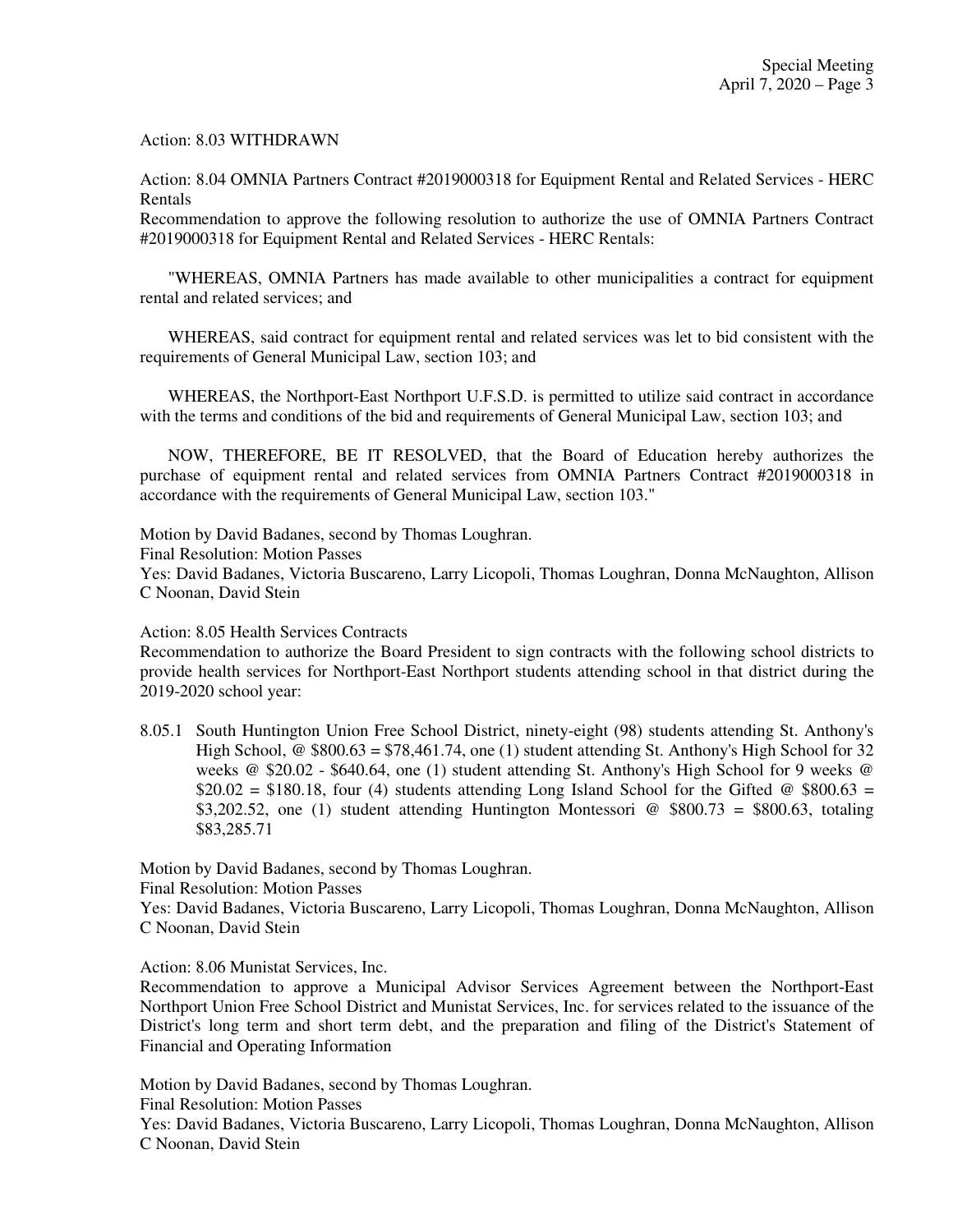Action: 8.03 WITHDRAWN

Action: 8.04 OMNIA Partners Contract #2019000318 for Equipment Rental and Related Services - HERC Rentals

Recommendation to approve the following resolution to authorize the use of OMNIA Partners Contract #2019000318 for Equipment Rental and Related Services - HERC Rentals:

"WHEREAS, OMNIA Partners has made available to other municipalities a contract for equipment rental and related services; and

WHEREAS, said contract for equipment rental and related services was let to bid consistent with the requirements of General Municipal Law, section 103; and

WHEREAS, the Northport-East Northport U.F.S.D. is permitted to utilize said contract in accordance with the terms and conditions of the bid and requirements of General Municipal Law, section 103; and

NOW, THEREFORE, BE IT RESOLVED, that the Board of Education hereby authorizes the purchase of equipment rental and related services from OMNIA Partners Contract #2019000318 in accordance with the requirements of General Municipal Law, section 103."

Motion by David Badanes, second by Thomas Loughran.

Final Resolution: Motion Passes

Yes: David Badanes, Victoria Buscareno, Larry Licopoli, Thomas Loughran, Donna McNaughton, Allison C Noonan, David Stein

Action: 8.05 Health Services Contracts

Recommendation to authorize the Board President to sign contracts with the following school districts to provide health services for Northport-East Northport students attending school in that district during the 2019-2020 school year:

8.05.1 South Huntington Union Free School District, ninety-eight (98) students attending St. Anthony's High School, @ $800.63 = $78,461.74, one (1) student attending St. Anthony's High School for 32 weeks @ $20.02 - $640.64, one (1) student attending St. Anthony's High School for 9 weeks @ $20.02 = $180.18, four (4) students attending Long Island School for the Gifted @ $800.63 = $3,202.52, one (1) student attending Huntington Montessori @ $800.73 = $800.63, totaling $83,285.71

Motion by David Badanes, second by Thomas Loughran.

Final Resolution: Motion Passes

Yes: David Badanes, Victoria Buscareno, Larry Licopoli, Thomas Loughran, Donna McNaughton, Allison C Noonan, David Stein

Action: 8.06 Munistat Services, Inc.

Recommendation to approve a Municipal Advisor Services Agreement between the Northport-East Northport Union Free School District and Munistat Services, Inc. for services related to the issuance of the District's long term and short term debt, and the preparation and filing of the District's Statement of Financial and Operating Information

Motion by David Badanes, second by Thomas Loughran.

Final Resolution: Motion Passes

Yes: David Badanes, Victoria Buscareno, Larry Licopoli, Thomas Loughran, Donna McNaughton, Allison C Noonan, David Stein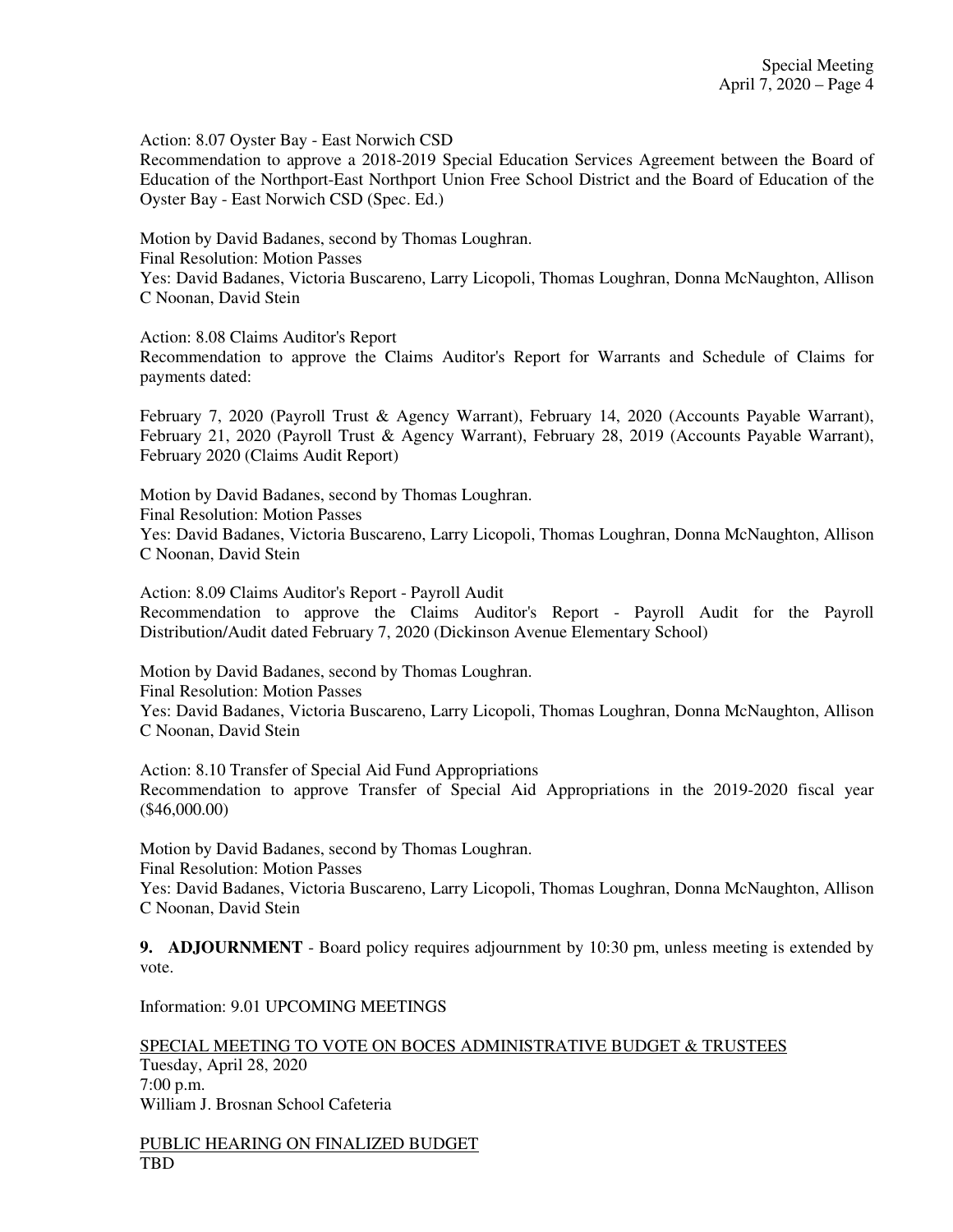Action: 8.07 Oyster Bay - East Norwich CSD
Recommendation to approve a 2018-2019 Special Education Services Agreement between the Board of Education of the Northport-East Northport Union Free School District and the Board of Education of the Oyster Bay - East Norwich CSD (Spec. Ed.)

Motion by David Badanes, second by Thomas Loughran.
Final Resolution: Motion Passes
Yes: David Badanes, Victoria Buscareno, Larry Licopoli, Thomas Loughran, Donna McNaughton, Allison C Noonan, David Stein

Action: 8.08 Claims Auditor's Report
Recommendation to approve the Claims Auditor's Report for Warrants and Schedule of Claims for payments dated:

February 7, 2020 (Payroll Trust & Agency Warrant), February 14, 2020 (Accounts Payable Warrant), February 21, 2020 (Payroll Trust & Agency Warrant), February 28, 2019 (Accounts Payable Warrant), February 2020 (Claims Audit Report)

Motion by David Badanes, second by Thomas Loughran.
Final Resolution: Motion Passes
Yes: David Badanes, Victoria Buscareno, Larry Licopoli, Thomas Loughran, Donna McNaughton, Allison C Noonan, David Stein

Action: 8.09 Claims Auditor's Report - Payroll Audit
Recommendation to approve the Claims Auditor's Report - Payroll Audit for the Payroll Distribution/Audit dated February 7, 2020 (Dickinson Avenue Elementary School)

Motion by David Badanes, second by Thomas Loughran.
Final Resolution: Motion Passes
Yes: David Badanes, Victoria Buscareno, Larry Licopoli, Thomas Loughran, Donna McNaughton, Allison C Noonan, David Stein

Action: 8.10 Transfer of Special Aid Fund Appropriations
Recommendation to approve Transfer of Special Aid Appropriations in the 2019-2020 fiscal year ($46,000.00)

Motion by David Badanes, second by Thomas Loughran.
Final Resolution: Motion Passes
Yes: David Badanes, Victoria Buscareno, Larry Licopoli, Thomas Loughran, Donna McNaughton, Allison C Noonan, David Stein

**9. ADJOURNMENT** - Board policy requires adjournment by 10:30 pm, unless meeting is extended by vote.

Information: 9.01 UPCOMING MEETINGS

SPECIAL MEETING TO VOTE ON BOCES ADMINISTRATIVE BUDGET & TRUSTEES
Tuesday, April 28, 2020
7:00 p.m.
William J. Brosnan School Cafeteria

PUBLIC HEARING ON FINALIZED BUDGET
TBD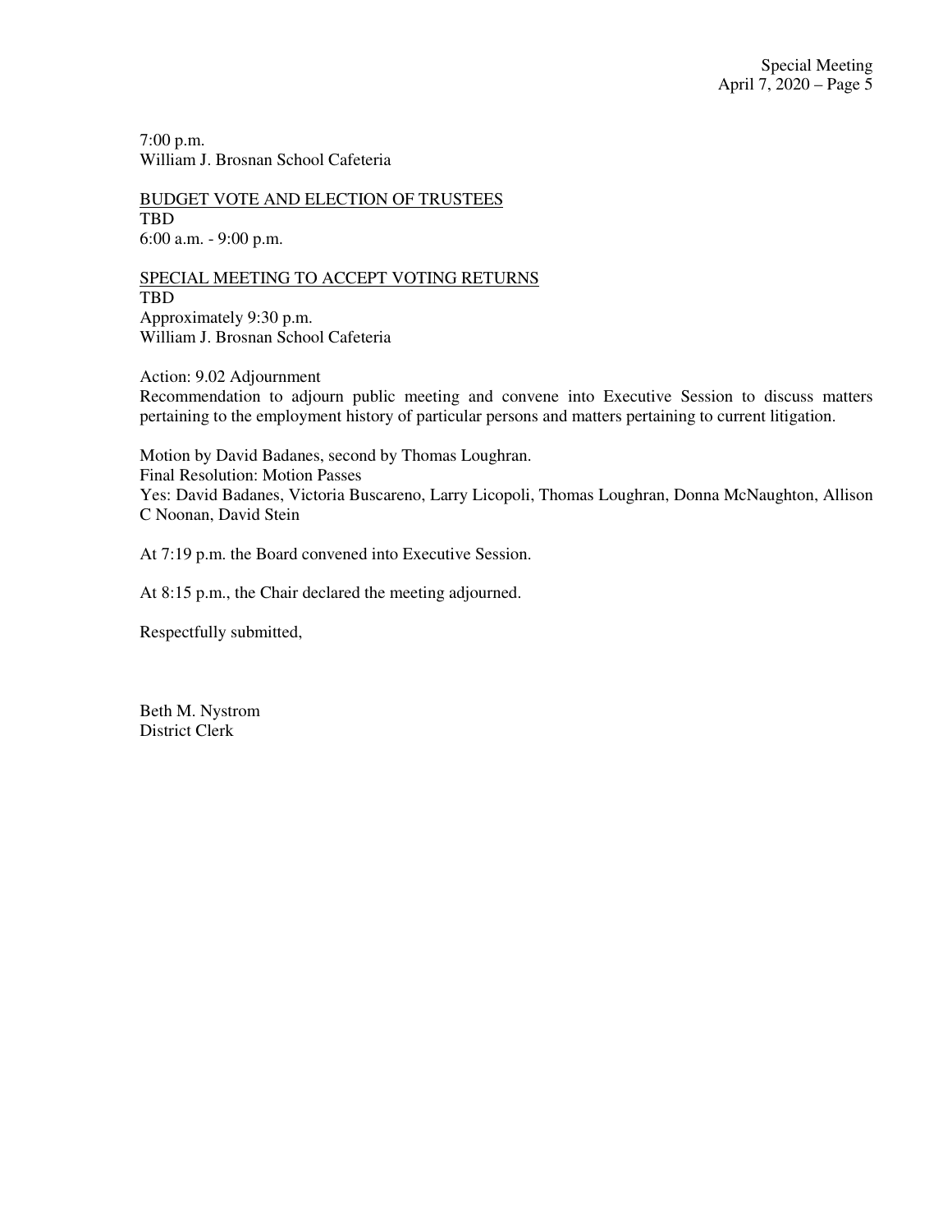7:00 p.m.
William J. Brosnan School Cafeteria

BUDGET VOTE AND ELECTION OF TRUSTEES
TBD
6:00 a.m. - 9:00 p.m.

SPECIAL MEETING TO ACCEPT VOTING RETURNS
TBD
Approximately 9:30 p.m.
William J. Brosnan School Cafeteria

Action: 9.02 Adjournment
Recommendation to adjourn public meeting and convene into Executive Session to discuss matters pertaining to the employment history of particular persons and matters pertaining to current litigation.

Motion by David Badanes, second by Thomas Loughran.
Final Resolution: Motion Passes
Yes: David Badanes, Victoria Buscareno, Larry Licopoli, Thomas Loughran, Donna McNaughton, Allison C Noonan, David Stein

At 7:19 p.m. the Board convened into Executive Session.

At 8:15 p.m., the Chair declared the meeting adjourned.

Respectfully submitted,

Beth M. Nystrom
District Clerk